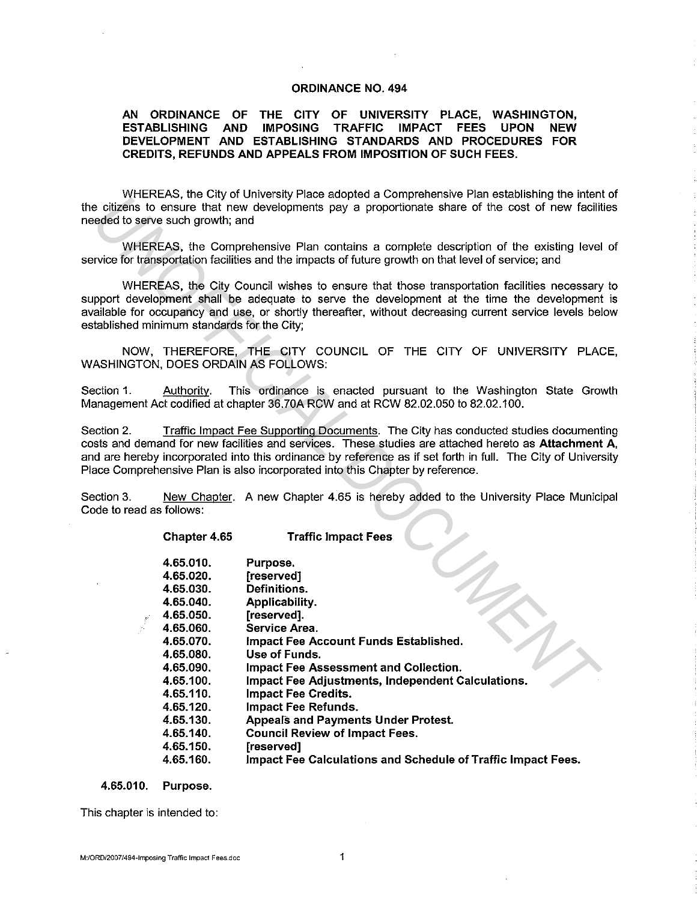# ORDINANCE NO. 494

## AN ORDINANCE OF THE CITY OF UNIVERSITY PLACE, WASHINGTON, ESTABLISHING AND IMPOSING TRAFFIC IMPACT FEES UPON NEW DEVELOPMENT AND ESTABLISHING STANDARDS AND PROCEDURES FOR CREDITS, REFUNDS AND APPEALS FROM IMPOSITION OF SUCH FEES.

WHEREAS, the City of University Place adopted a Comprehensive Plan establishing the intent of the citizens to ensure that new developments pay a proportionate share of the cost of new facilities needed to serve such growth; and

WHEREAS, the Comprehensive Plan contains a complete description of the existing level of service for transportation facilities and the impacts of future growth on that level of service; and

WHEREAS, the City Council wishes to ensure that those transportation facilities necessary to support development shall be adequate to serve the development at the time the development is available for occupancy and use, or shortly thereafter, without decreasing current service levels below established minimum standards for the City;

NOW, THEREFORE, THE CITY COUNCIL OF THE CITY OF UNIVERSITY PLACE, WASHINGTON, DOES ORDAIN AS FOLLOWS:

Section 1. Authority. This ordinance is enacted pursuant to the Washington State Growth Management Act codified at chapter 36.70A RCW and at RCW 82.02.050 to 82.02.100.

Section 2. Traffic Impact Fee Supporting Documents. The City has conducted studies documenting costs and demand for new facilities and services. These studies are attached hereto as **Attachment A**, and are hereby incorporated into this ordinance by reference as if set forth in full. The City of University Place Comprehensive Plan is also incorporated into this Chapter by reference.

Section 3. New Chapter. A new Chapter 4.65 is hereby added to the University Place Municipal Code to read as follows:

**Chapter 4.65 Traffic Impact Fees**

**4.65.010. Purpose.**
**4.65.020. [reserved]**
**4.65.030. Definitions.**
**4.65.040. Applicability.**
**4.65.050. [reserved].**
**4.65.060. Service Area.**
**4.65.070. Impact Fee Account Funds Established.**
**4.65.080. Use of Funds.**
**4.65.090. Impact Fee Assessment and Collection.**
**4.65.100. Impact Fee Adjustments, Independent Calculations.**
**4.65.110. Impact Fee Credits.**
**4.65.120. Impact Fee Refunds.**
**4.65.130. Appeals and Payments Under Protest.**
**4.65.140. Council Review of Impact Fees.**
**4.65.150. [reserved]**
**4.65.160. Impact Fee Calculations and Schedule of Traffic Impact Fees.**

**4.65.010. Purpose.**

This chapter is intended to: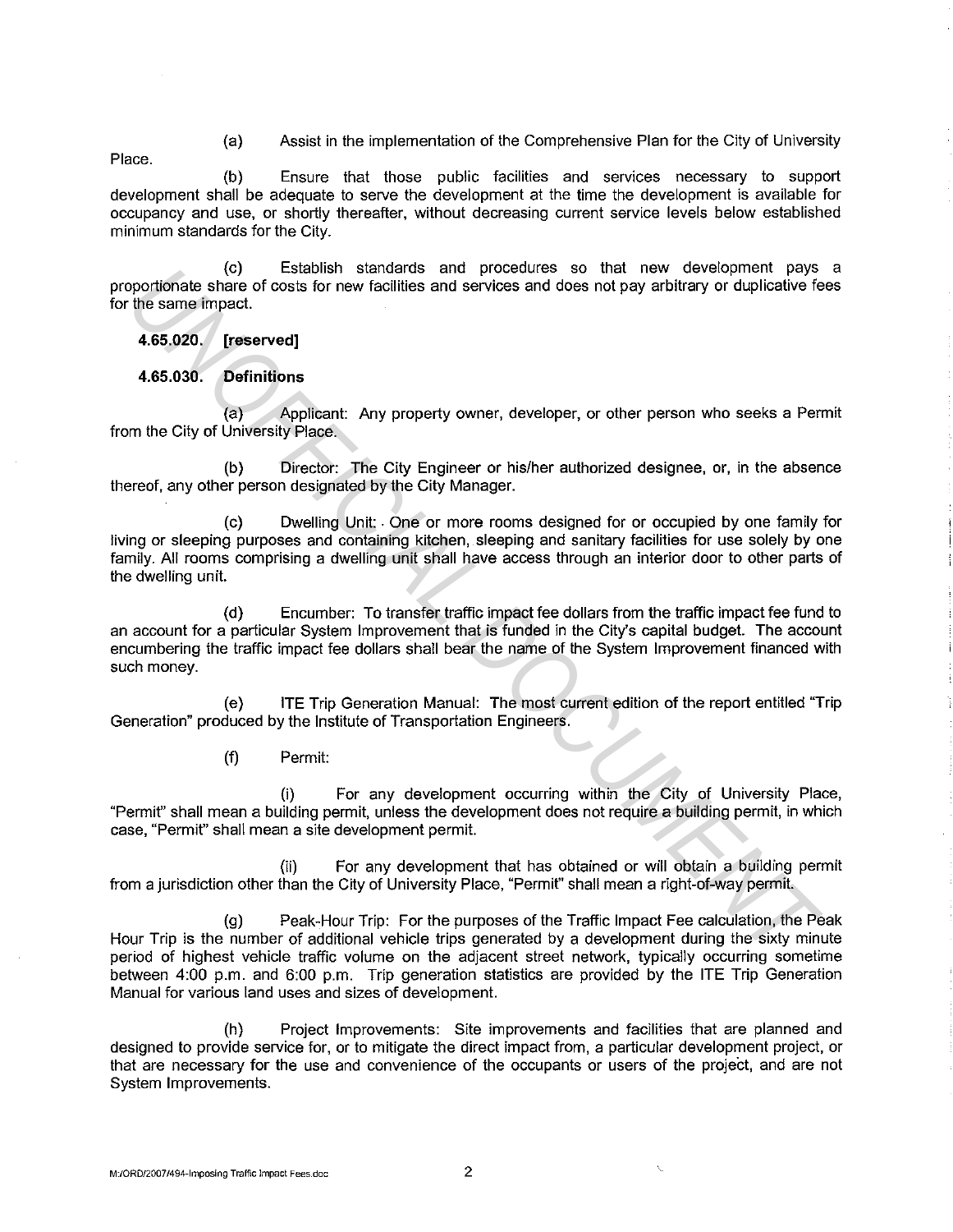(a) Assist in the implementation of the Comprehensive Plan for the City of University Place.

(b) Ensure that those public facilities and services necessary to support development shall be adequate to serve the development at the time the development is available for occupancy and use, or shortly thereafter, without decreasing current service levels below established minimum standards for the City.

(c) Establish standards and procedures so that new development pays a proportionate share of costs for new facilities and services and does not pay arbitrary or duplicative fees for the same impact.

**4.65.020. [reserved]**

**4.65.030. Definitions**

(a) Applicant: Any property owner, developer, or other person who seeks a Permit from the City of University Place.

(b) Director: The City Engineer or his/her authorized designee, or, in the absence thereof, any other person designated by the City Manager.

(c) Dwelling Unit: One or more rooms designed for or occupied by one family for living or sleeping purposes and containing kitchen, sleeping and sanitary facilities for use solely by one family. All rooms comprising a dwelling unit shall have access through an interior door to other parts of the dwelling unit.

(d) Encumber: To transfer traffic impact fee dollars from the traffic impact fee fund to an account for a particular System Improvement that is funded in the City's capital budget. The account encumbering the traffic impact fee dollars shall bear the name of the System Improvement financed with such money.

(e) ITE Trip Generation Manual: The most current edition of the report entitled "Trip Generation" produced by the Institute of Transportation Engineers.

(f) Permit:

(i) For any development occurring within the City of University Place, "Permit" shall mean a building permit, unless the development does not require a building permit, in which case, "Permit" shall mean a site development permit.

(ii) For any development that has obtained or will obtain a building permit from a jurisdiction other than the City of University Place, "Permit" shall mean a right-of-way permit.

(g) Peak-Hour Trip: For the purposes of the Traffic Impact Fee calculation, the Peak Hour Trip is the number of additional vehicle trips generated by a development during the sixty minute period of highest vehicle traffic volume on the adjacent street network, typically occurring sometime between 4:00 p.m. and 6:00 p.m. Trip generation statistics are provided by the ITE Trip Generation Manual for various land uses and sizes of development.

(h) Project Improvements: Site improvements and facilities that are planned and designed to provide service for, or to mitigate the direct impact from, a particular development project, or that are necessary for the use and convenience of the occupants or users of the project, and are not System Improvements.

M:/ORD/2007/494-Imposing Traffic Impact Fees.doc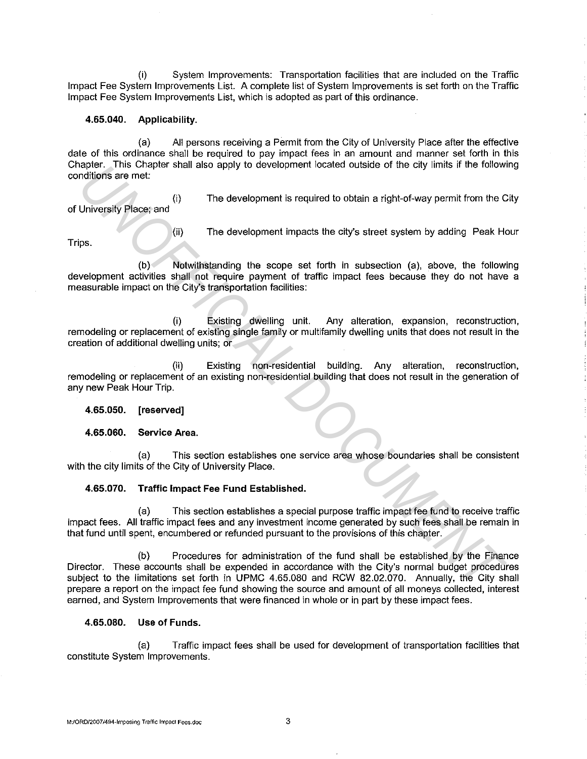(i) System Improvements: Transportation facilities that are included on the Traffic Impact Fee System Improvements List. A complete list of System Improvements is set forth on the Traffic Impact Fee System Improvements List, which is adopted as part of this ordinance.

**4.65.040. Applicability.**

(a) All persons receiving a Permit from the City of University Place after the effective date of this ordinance shall be required to pay impact fees in an amount and manner set forth in this Chapter. This Chapter shall also apply to development located outside of the city limits if the following conditions are met:

(i) The development is required to obtain a right-of-way permit from the City of University Place; and

(ii) The development impacts the city's street system by adding Peak Hour Trips.

(b) Notwithstanding the scope set forth in subsection (a), above, the following development activities shall not require payment of traffic impact fees because they do not have a measurable impact on the City's transportation facilities:

(i) Existing dwelling unit. Any alteration, expansion, reconstruction, remodeling or replacement of existing single family or multifamily dwelling units that does not result in the creation of additional dwelling units; or

(ii) Existing non-residential building. Any alteration, reconstruction, remodeling or replacement of an existing non-residential building that does not result in the generation of any new Peak Hour Trip.

**4.65.050. [reserved]**

**4.65.060. Service Area.**

(a) This section establishes one service area whose boundaries shall be consistent with the city limits of the City of University Place.

**4.65.070. Traffic Impact Fee Fund Established.**

(a) This section establishes a special purpose traffic impact fee fund to receive traffic impact fees. All traffic impact fees and any investment income generated by such fees shall be remain in that fund until spent, encumbered or refunded pursuant to the provisions of this chapter.

(b) Procedures for administration of the fund shall be established by the Finance Director. These accounts shall be expended in accordance with the City's normal budget procedures subject to the limitations set forth in UPMC 4.65.080 and RCW 82.02.070. Annually, the City shall prepare a report on the impact fee fund showing the source and amount of all moneys collected, interest earned, and System Improvements that were financed in whole or in part by these impact fees.

**4.65.080. Use of Funds.**

(a) Traffic impact fees shall be used for development of transportation facilities that constitute System Improvements.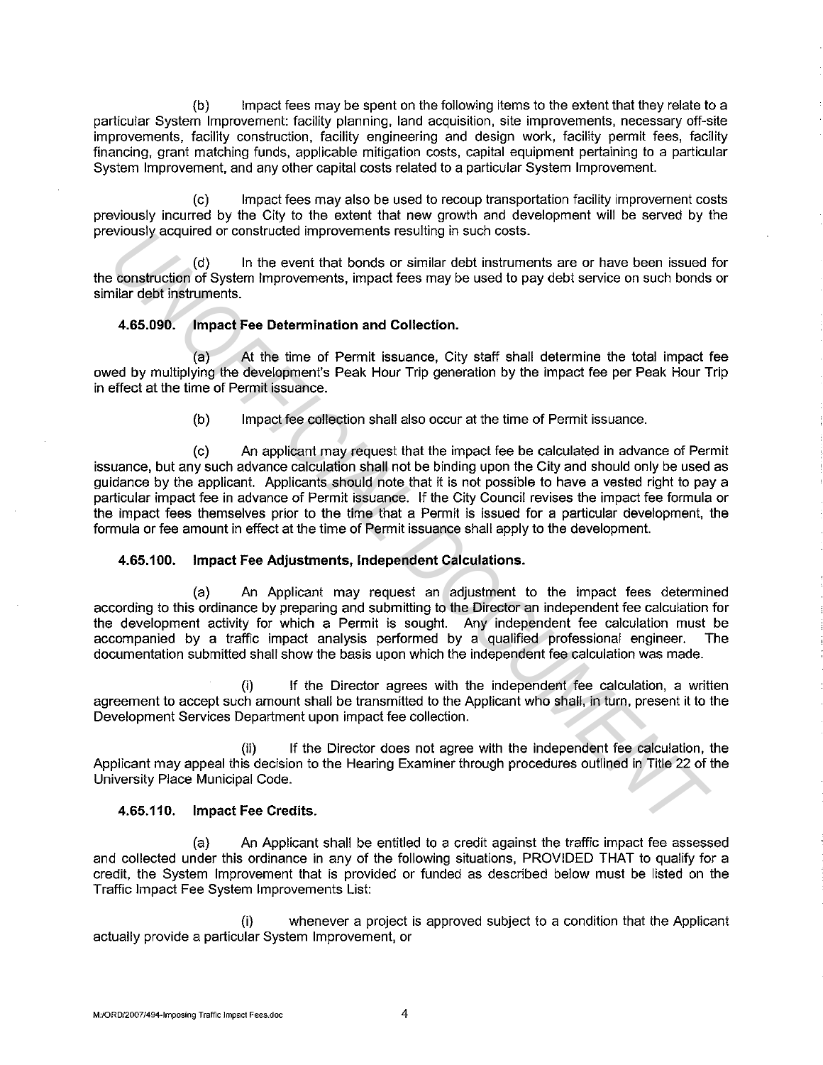(b) Impact fees may be spent on the following items to the extent that they relate to a particular System Improvement: facility planning, land acquisition, site improvements, necessary off-site improvements, facility construction, facility engineering and design work, facility permit fees, facility financing, grant matching funds, applicable mitigation costs, capital equipment pertaining to a particular System Improvement, and any other capital costs related to a particular System Improvement.

(c) Impact fees may also be used to recoup transportation facility improvement costs previously incurred by the City to the extent that new growth and development will be served by the previously acquired or constructed improvements resulting in such costs.

(d) In the event that bonds or similar debt instruments are or have been issued for the construction of System Improvements, impact fees may be used to pay debt service on such bonds or similar debt instruments.

**4.65.090. Impact Fee Determination and Collection.**

(a) At the time of Permit issuance, City staff shall determine the total impact fee owed by multiplying the development's Peak Hour Trip generation by the impact fee per Peak Hour Trip in effect at the time of Permit issuance.

(b) Impact fee collection shall also occur at the time of Permit issuance.

(c) An applicant may request that the impact fee be calculated in advance of Permit issuance, but any such advance calculation shall not be binding upon the City and should only be used as guidance by the applicant. Applicants should note that it is not possible to have a vested right to pay a particular impact fee in advance of Permit issuance. If the City Council revises the impact fee formula or the impact fees themselves prior to the time that a Permit is issued for a particular development, the formula or fee amount in effect at the time of Permit issuance shall apply to the development.

**4.65.100. Impact Fee Adjustments, Independent Calculations.**

(a) An Applicant may request an adjustment to the impact fees determined according to this ordinance by preparing and submitting to the Director an independent fee calculation for the development activity for which a Permit is sought. Any independent fee calculation must be accompanied by a traffic impact analysis performed by a qualified professional engineer. The documentation submitted shall show the basis upon which the independent fee calculation was made.

(i) If the Director agrees with the independent fee calculation, a written agreement to accept such amount shall be transmitted to the Applicant who shall, in turn, present it to the Development Services Department upon impact fee collection.

(ii) If the Director does not agree with the independent fee calculation, the Applicant may appeal this decision to the Hearing Examiner through procedures outlined in Title 22 of the University Place Municipal Code.

**4.65.110. Impact Fee Credits.**

(a) An Applicant shall be entitled to a credit against the traffic impact fee assessed and collected under this ordinance in any of the following situations, PROVIDED THAT to qualify for a credit, the System Improvement that is provided or funded as described below must be listed on the Traffic Impact Fee System Improvements List:

(i) whenever a project is approved subject to a condition that the Applicant actually provide a particular System Improvement, or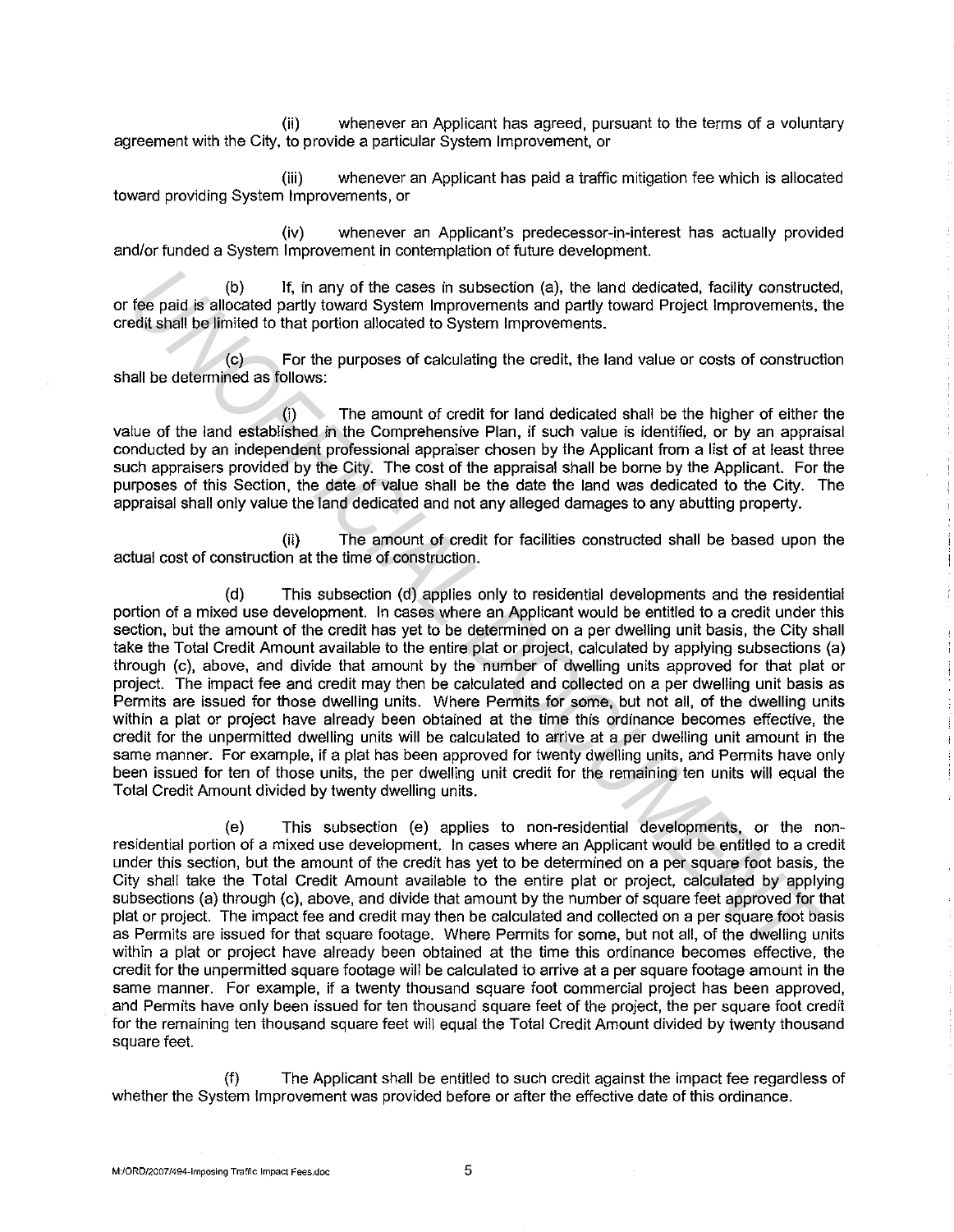(ii) whenever an Applicant has agreed, pursuant to the terms of a voluntary agreement with the City, to provide a particular System Improvement, or

(iii) whenever an Applicant has paid a traffic mitigation fee which is allocated toward providing System Improvements, or

(iv) whenever an Applicant's predecessor-in-interest has actually provided and/or funded a System Improvement in contemplation of future development.

(b) If, in any of the cases in subsection (a), the land dedicated, facility constructed, or fee paid is allocated partly toward System Improvements and partly toward Project Improvements, the credit shall be limited to that portion allocated to System Improvements.

(c) For the purposes of calculating the credit, the land value or costs of construction shall be determined as follows:

(i) The amount of credit for land dedicated shall be the higher of either the value of the land established in the Comprehensive Plan, if such value is identified, or by an appraisal conducted by an independent professional appraiser chosen by the Applicant from a list of at least three such appraisers provided by the City. The cost of the appraisal shall be borne by the Applicant. For the purposes of this Section, the date of value shall be the date the land was dedicated to the City. The appraisal shall only value the land dedicated and not any alleged damages to any abutting property.

(ii) The amount of credit for facilities constructed shall be based upon the actual cost of construction at the time of construction.

(d) This subsection (d) applies only to residential developments and the residential portion of a mixed use development. In cases where an Applicant would be entitled to a credit under this section, but the amount of the credit has yet to be determined on a per dwelling unit basis, the City shall take the Total Credit Amount available to the entire plat or project, calculated by applying subsections (a) through (c), above, and divide that amount by the number of dwelling units approved for that plat or project. The impact fee and credit may then be calculated and collected on a per dwelling unit basis as Permits are issued for those dwelling units. Where Permits for some, but not all, of the dwelling units within a plat or project have already been obtained at the time this ordinance becomes effective, the credit for the unpermitted dwelling units will be calculated to arrive at a per dwelling unit amount in the same manner. For example, if a plat has been approved for twenty dwelling units, and Permits have only been issued for ten of those units, the per dwelling unit credit for the remaining ten units will equal the Total Credit Amount divided by twenty dwelling units.

(e) This subsection (e) applies to non-residential developments, or the non-residential portion of a mixed use development. In cases where an Applicant would be entitled to a credit under this section, but the amount of the credit has yet to be determined on a per square foot basis, the City shall take the Total Credit Amount available to the entire plat or project, calculated by applying subsections (a) through (c), above, and divide that amount by the number of square feet approved for that plat or project. The impact fee and credit may then be calculated and collected on a per square foot basis as Permits are issued for that square footage. Where Permits for some, but not all, of the dwelling units within a plat or project have already been obtained at the time this ordinance becomes effective, the credit for the unpermitted square footage will be calculated to arrive at a per square footage amount in the same manner. For example, if a twenty thousand square foot commercial project has been approved, and Permits have only been issued for ten thousand square feet of the project, the per square foot credit for the remaining ten thousand square feet will equal the Total Credit Amount divided by twenty thousand square feet.

(f) The Applicant shall be entitled to such credit against the impact fee regardless of whether the System Improvement was provided before or after the effective date of this ordinance.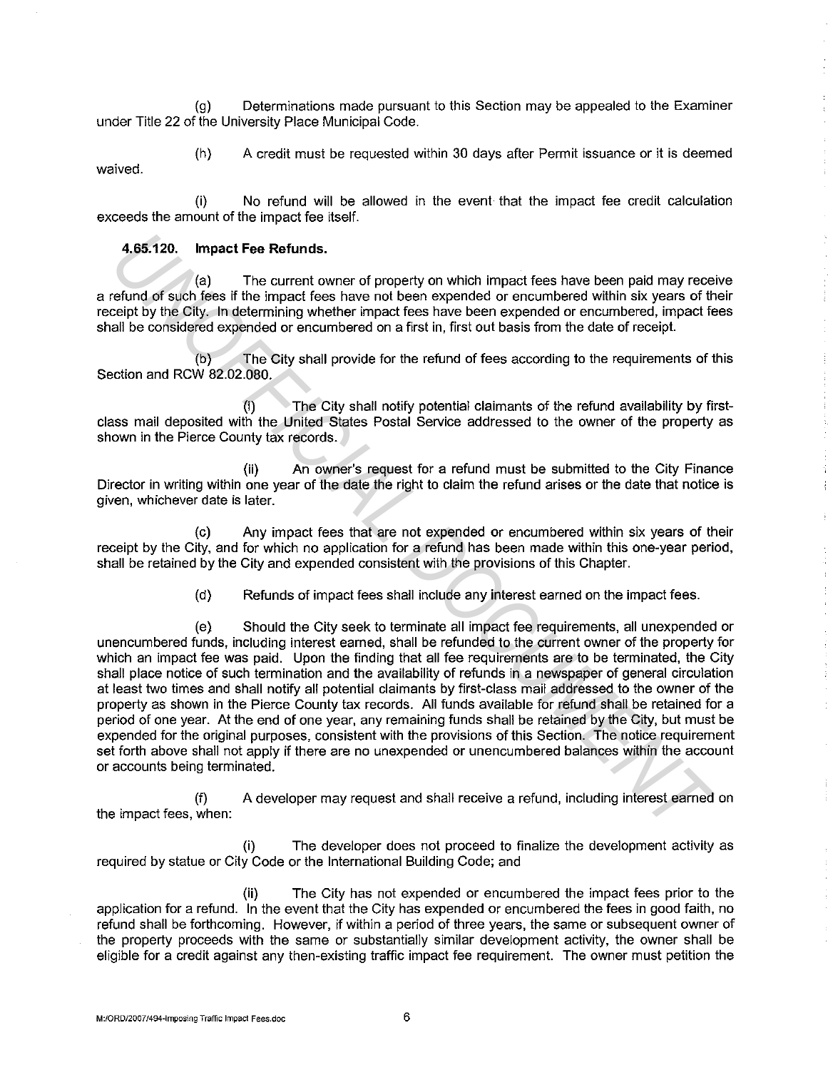(g) Determinations made pursuant to this Section may be appealed to the Examiner under Title 22 of the University Place Municipal Code.

(h) A credit must be requested within 30 days after Permit issuance or it is deemed waived.

(i) No refund will be allowed in the event that the impact fee credit calculation exceeds the amount of the impact fee itself.

**4.65.120. Impact Fee Refunds.**

(a) The current owner of property on which impact fees have been paid may receive a refund of such fees if the impact fees have not been expended or encumbered within six years of their receipt by the City. In determining whether impact fees have been expended or encumbered, impact fees shall be considered expended or encumbered on a first in, first out basis from the date of receipt.

(b) The City shall provide for the refund of fees according to the requirements of this Section and RCW 82.02.080.

(i) The City shall notify potential claimants of the refund availability by first-class mail deposited with the United States Postal Service addressed to the owner of the property as shown in the Pierce County tax records.

(ii) An owner's request for a refund must be submitted to the City Finance Director in writing within one year of the date the right to claim the refund arises or the date that notice is given, whichever date is later.

(c) Any impact fees that are not expended or encumbered within six years of their receipt by the City, and for which no application for a refund has been made within this one-year period, shall be retained by the City and expended consistent with the provisions of this Chapter.

(d) Refunds of impact fees shall include any interest earned on the impact fees.

(e) Should the City seek to terminate all impact fee requirements, all unexpended or unencumbered funds, including interest earned, shall be refunded to the current owner of the property for which an impact fee was paid. Upon the finding that all fee requirements are to be terminated, the City shall place notice of such termination and the availability of refunds in a newspaper of general circulation at least two times and shall notify all potential claimants by first-class mail addressed to the owner of the property as shown in the Pierce County tax records. All funds available for refund shall be retained for a period of one year. At the end of one year, any remaining funds shall be retained by the City, but must be expended for the original purposes, consistent with the provisions of this Section. The notice requirement set forth above shall not apply if there are no unexpended or unencumbered balances within the account or accounts being terminated.

(f) A developer may request and shall receive a refund, including interest earned on the impact fees, when:

(i) The developer does not proceed to finalize the development activity as required by statue or City Code or the International Building Code; and

(ii) The City has not expended or encumbered the impact fees prior to the application for a refund. In the event that the City has expended or encumbered the fees in good faith, no refund shall be forthcoming. However, if within a period of three years, the same or subsequent owner of the property proceeds with the same or substantially similar development activity, the owner shall be eligible for a credit against any then-existing traffic impact fee requirement. The owner must petition the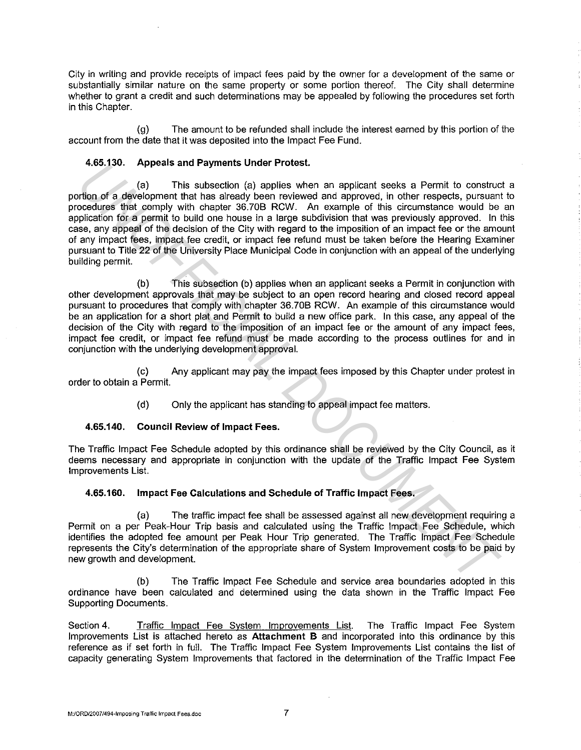City in writing and provide receipts of impact fees paid by the owner for a development of the same or substantially similar nature on the same property or some portion thereof. The City shall determine whether to grant a credit and such determinations may be appealed by following the procedures set forth in this Chapter.

(g) The amount to be refunded shall include the interest earned by this portion of the account from the date that it was deposited into the Impact Fee Fund.

**4.65.130. Appeals and Payments Under Protest.**

(a) This subsection (a) applies when an applicant seeks a Permit to construct a portion of a development that has already been reviewed and approved, in other respects, pursuant to procedures that comply with chapter 36.70B RCW. An example of this circumstance would be an application for a permit to build one house in a large subdivision that was previously approved. In this case, any appeal of the decision of the City with regard to the imposition of an impact fee or the amount of any impact fees, impact fee credit, or impact fee refund must be taken before the Hearing Examiner pursuant to Title 22 of the University Place Municipal Code in conjunction with an appeal of the underlying building permit.

(b) This subsection (b) applies when an applicant seeks a Permit in conjunction with other development approvals that may be subject to an open record hearing and closed record appeal pursuant to procedures that comply with chapter 36.70B RCW. An example of this circumstance would be an application for a short plat and Permit to build a new office park. In this case, any appeal of the decision of the City with regard to the imposition of an impact fee or the amount of any impact fees, impact fee credit, or impact fee refund must be made according to the process outlines for and in conjunction with the underlying development approval.

(c) Any applicant may pay the impact fees imposed by this Chapter under protest in order to obtain a Permit.

(d) Only the applicant has standing to appeal impact fee matters.

**4.65.140. Council Review of Impact Fees.**

The Traffic Impact Fee Schedule adopted by this ordinance shall be reviewed by the City Council, as it deems necessary and appropriate in conjunction with the update of the Traffic Impact Fee System Improvements List.

**4.65.160. Impact Fee Calculations and Schedule of Traffic Impact Fees.**

(a) The traffic impact fee shall be assessed against all new development requiring a Permit on a per Peak-Hour Trip basis and calculated using the Traffic Impact Fee Schedule, which identifies the adopted fee amount per Peak Hour Trip generated. The Traffic Impact Fee Schedule represents the City's determination of the appropriate share of System Improvement costs to be paid by new growth and development.

(b) The Traffic Impact Fee Schedule and service area boundaries adopted in this ordinance have been calculated and determined using the data shown in the Traffic Impact Fee Supporting Documents.

Section 4. Traffic Impact Fee System Improvements List. The Traffic Impact Fee System Improvements List is attached hereto as **Attachment B** and incorporated into this ordinance by this reference as if set forth in full. The Traffic Impact Fee System Improvements List contains the list of capacity generating System Improvements that factored in the determination of the Traffic Impact Fee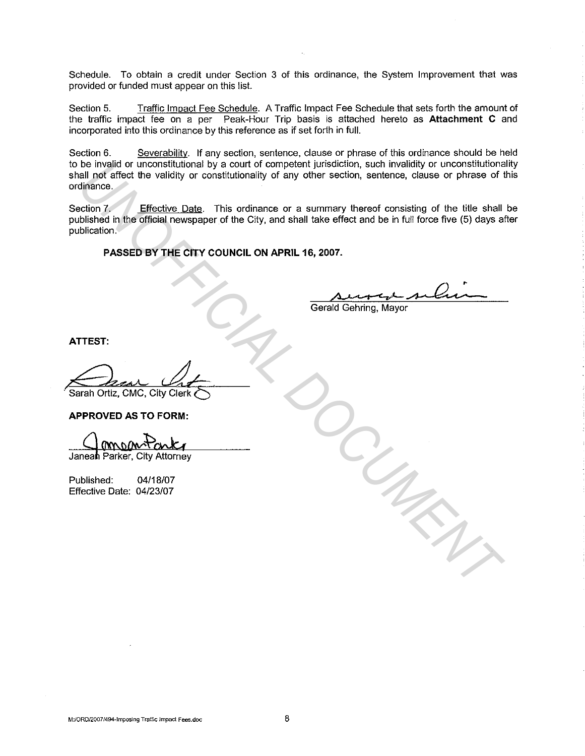Schedule. To obtain a credit under Section 3 of this ordinance, the System Improvement that was provided or funded must appear on this list.

Section 5. Traffic Impact Fee Schedule. A Traffic Impact Fee Schedule that sets forth the amount of the traffic impact fee on a per Peak-Hour Trip basis is attached hereto as **Attachment C** and incorporated into this ordinance by this reference as if set forth in full.

Section 6. Severability. If any section, sentence, clause or phrase of this ordinance should be held to be invalid or unconstitutional by a court of competent jurisdiction, such invalidity or unconstitutionality shall not affect the validity or constitutionality of any other section, sentence, clause or phrase of this ordinance.

Section 7. Effective Date. This ordinance or a summary thereof consisting of the title shall be published in the official newspaper of the City, and shall take effect and be in full force five (5) days after publication.

**PASSED BY THE CITY COUNCIL ON APRIL 16, 2007.**

Gerald Gehring, Mayor

**ATTEST:**

Sarah Ortiz, CMC, City Clerk

**APPROVED AS TO FORM:**

Janean Parker, City Attorney

Published: 04/18/07
Effective Date: 04/23/07

UNOFFICIAL DOCUMENT

M:/ORD/2007/494-Imposing Traffic Impact Fees.doc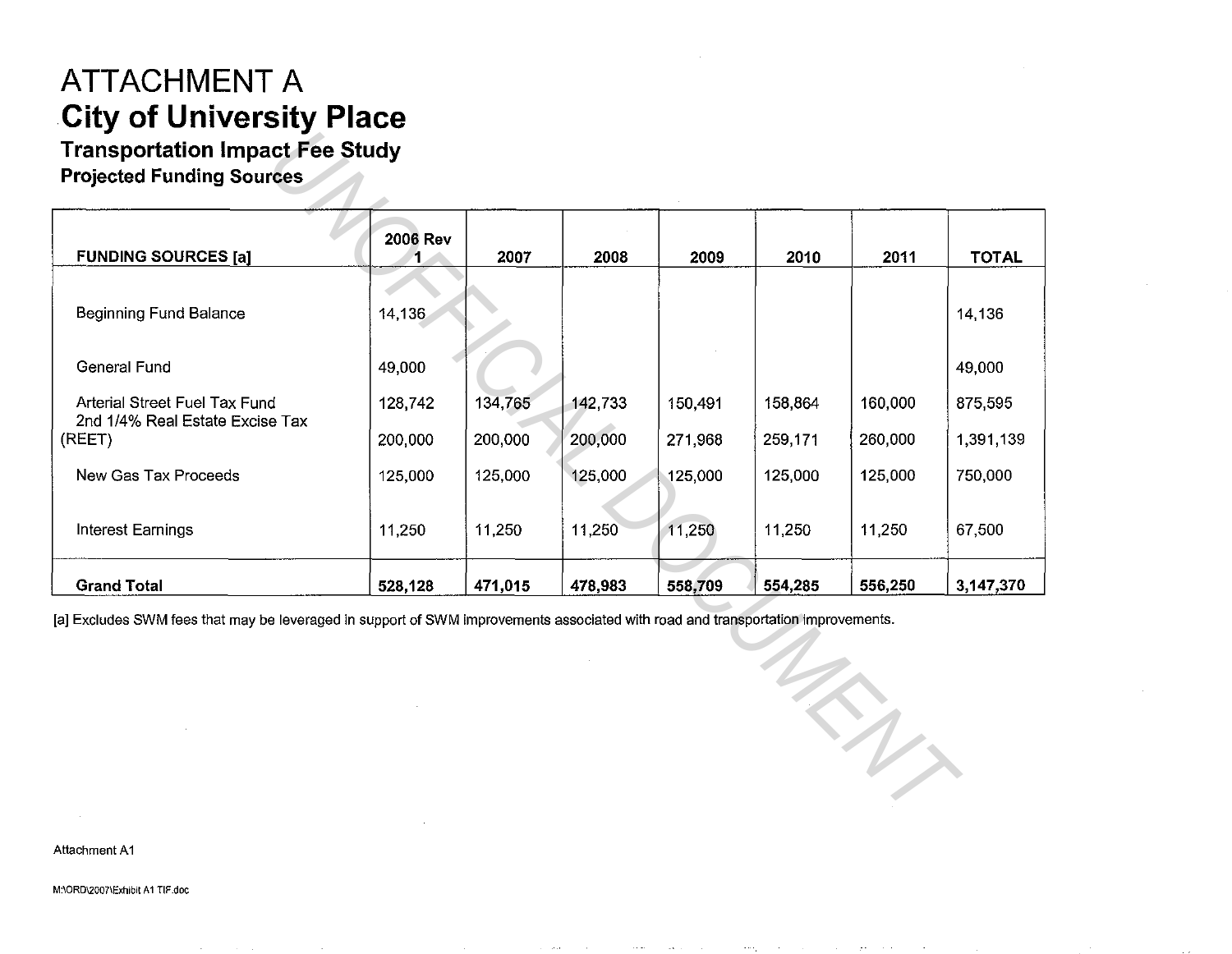# ATTACHMENT A

# City of University Place

### Transportation Impact Fee Study

### Projected Funding Sources

| FUNDING SOURCES [a] | 2006 Rev 1 | 2007 | 2008 | 2009 | 2010 | 2011 | TOTAL |
|---|---|---|---|---|---|---|---|
| Beginning Fund Balance | 14,136 | | | | | | 14,136 |
| General Fund | 49,000 | | | | | | 49,000 |
| Arterial Street Fuel Tax Fund | 128,742 | 134,765 | 142,733 | 150,491 | 158,864 | 160,000 | 875,595 |
| 2nd 1/4% Real Estate Excise Tax (REET) | 200,000 | 200,000 | 200,000 | 271,968 | 259,171 | 260,000 | 1,391,139 |
| New Gas Tax Proceeds | 125,000 | 125,000 | 125,000 | 125,000 | 125,000 | 125,000 | 750,000 |
| Interest Earnings | 11,250 | 11,250 | 11,250 | 11,250 | 11,250 | 11,250 | 67,500 |
| **Grand Total** | **528,128** | **471,015** | **478,983** | **558,709** | **554,285** | **556,250** | **3,147,370** |

[a] Excludes SWM fees that may be leveraged in support of SWM improvements associated with road and transportation improvements.

Attachment A1

M:\ORD\2007\Exhibit A1 TIF.doc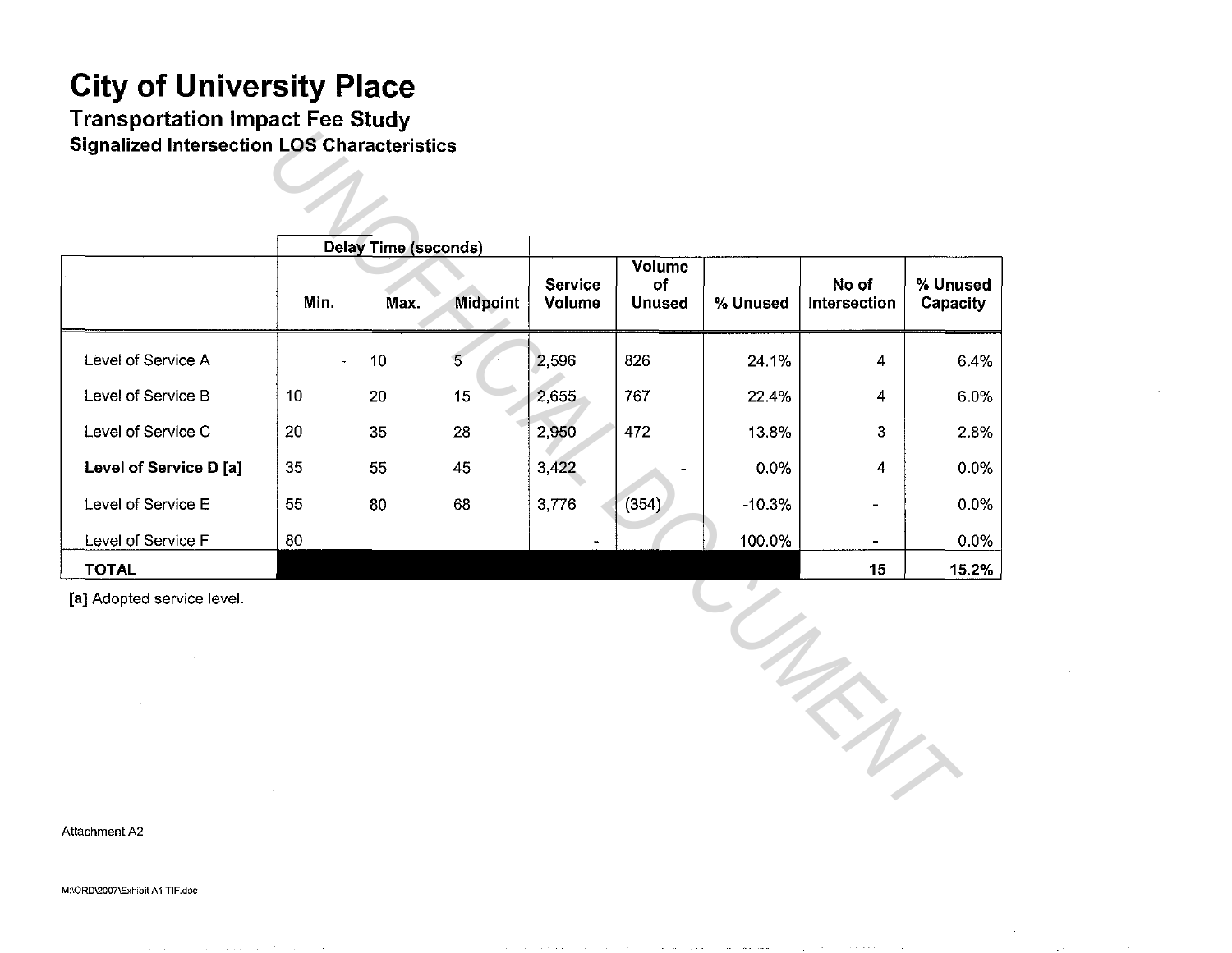# City of University Place

## Transportation Impact Fee Study

### Signalized Intersection LOS Characteristics

| | Delay Time (seconds) | | | | | | | |
|---|---|---|---|---|---|---|---|---|
| | Min. | Max. | Midpoint | Service Volume | Volume of Unused | % Unused | No of Intersection | % Unused Capacity |
| Level of Service A | - | 10 | 5 | 2,596 | 826 | 24.1% | 4 | 6.4% |
| Level of Service B | 10 | 20 | 15 | 2,655 | 767 | 22.4% | 4 | 6.0% |
| Level of Service C | 20 | 35 | 28 | 2,950 | 472 | 13.8% | 3 | 2.8% |
| **Level of Service D [a]** | 35 | 55 | 45 | 3,422 | - | 0.0% | 4 | 0.0% |
| Level of Service E | 55 | 80 | 68 | 3,776 | (354) | -10.3% | - | 0.0% |
| Level of Service F | 80 | | | - | | 100.0% | - | 0.0% |
| **TOTAL** | | | | | | | **15** | **15.2%** |

**[a]** Adopted service level.

Attachment A2

M:\ORD\2007\Exhibit A1 TIF.doc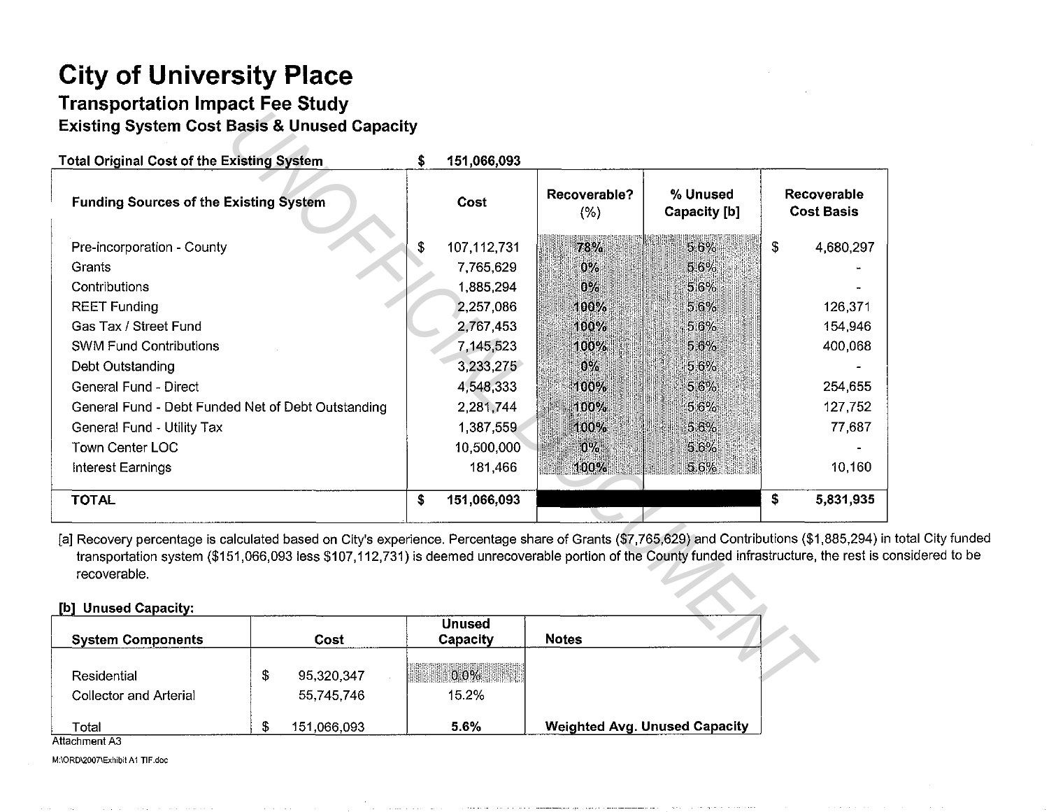# City of University Place

## Transportation Impact Fee Study

### Existing System Cost Basis & Unused Capacity

**Total Original Cost of the Existing System** $ 151,066,093

| Funding Sources of the Existing System | Cost | Recoverable? (%) | % Unused Capacity [b] | Recoverable Cost Basis |
|---|---|---|---|---|
| Pre-incorporation - County | $ 107,112,731 | 78% | 5.6% | $ 4,680,297 |
| Grants | 7,765,629 | 0% | 5.6% | - |
| Contributions | 1,885,294 | 0% | 5.6% | - |
| REET Funding | 2,257,086 | 100% | 5.6% | 126,371 |
| Gas Tax / Street Fund | 2,767,453 | 100% | 5.6% | 154,946 |
| SWM Fund Contributions | 7,145,523 | 100% | 5.6% | 400,068 |
| Debt Outstanding | 3,233,275 | 0% | 5.6% | - |
| General Fund - Direct | 4,548,333 | 100% | 5.6% | 254,655 |
| General Fund - Debt Funded Net of Debt Outstanding | 2,281,744 | 100% | 5.6% | 127,752 |
| General Fund - Utility Tax | 1,387,559 | 100% | 5.6% | 77,687 |
| Town Center LOC | 10,500,000 | 0% | 5.6% | - |
| Interest Earnings | 181,466 | 100% | 5.6% | 10,160 |
| **TOTAL** | **$ 151,066,093** | | | **$ 5,831,935** |

[a] Recovery percentage is calculated based on City's experience. Percentage share of Grants ($7,765,629) and Contributions ($1,885,294) in total City funded transportation system ($151,066,093 less $107,112,731) is deemed unrecoverable portion of the County funded infrastructure, the rest is considered to be recoverable.

**[b] Unused Capacity:**

| System Components | Cost | Unused Capacity | Notes |
|---|---|---|---|
| Residential | $ 95,320,347 | 0.0% | |
| Collector and Arterial | 55,745,746 | 15.2% | |
| Total | $ 151,066,093 | **5.6%** | **Weighted Avg. Unused Capacity** |

Attachment A3

M:\ORD\2007\Exhibit A1 TIF.doc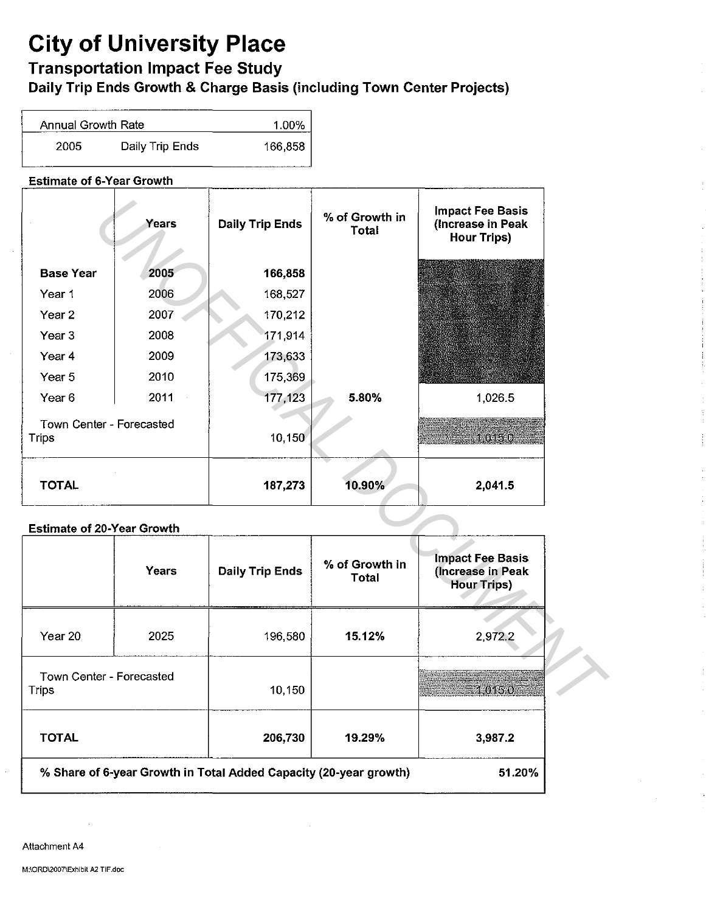# City of University Place

## Transportation Impact Fee Study

### Daily Trip Ends Growth & Charge Basis (including Town Center Projects)

| Annual Growth Rate | | 1.00% |
|---|---|---|
| 2005 | Daily Trip Ends | 166,858 |

**Estimate of 6-Year Growth**

| | Years | Daily Trip Ends | % of Growth in Total | Impact Fee Basis (Increase in Peak Hour Trips) |
|---|---|---|---|---|
| **Base Year** | **2005** | **166,858** | | |
| Year 1 | 2006 | 168,527 | | |
| Year 2 | 2007 | 170,212 | | |
| Year 3 | 2008 | 171,914 | | |
| Year 4 | 2009 | 173,633 | | |
| Year 5 | 2010 | 175,369 | | |
| Year 6 | 2011 | 177,123 | **5.80%** | 1,026.5 |
| Town Center - Forecasted Trips | | 10,150 | | 1,015.0 |
| **TOTAL** | | **187,273** | **10.90%** | **2,041.5** |

**Estimate of 20-Year Growth**

| | Years | Daily Trip Ends | % of Growth in Total | Impact Fee Basis (Increase in Peak Hour Trips) |
|---|---|---|---|---|
| Year 20 | 2025 | 196,580 | **15.12%** | 2,972.2 |
| Town Center - Forecasted Trips | | 10,150 | | 1,015.0 |
| **TOTAL** | | **206,730** | **19.29%** | **3,987.2** |
| **% Share of 6-year Growth in Total Added Capacity (20-year growth)** | | | | **51.20%** |

Attachment A4

M:\ORD\2007\Exhibit A2 TIF.doc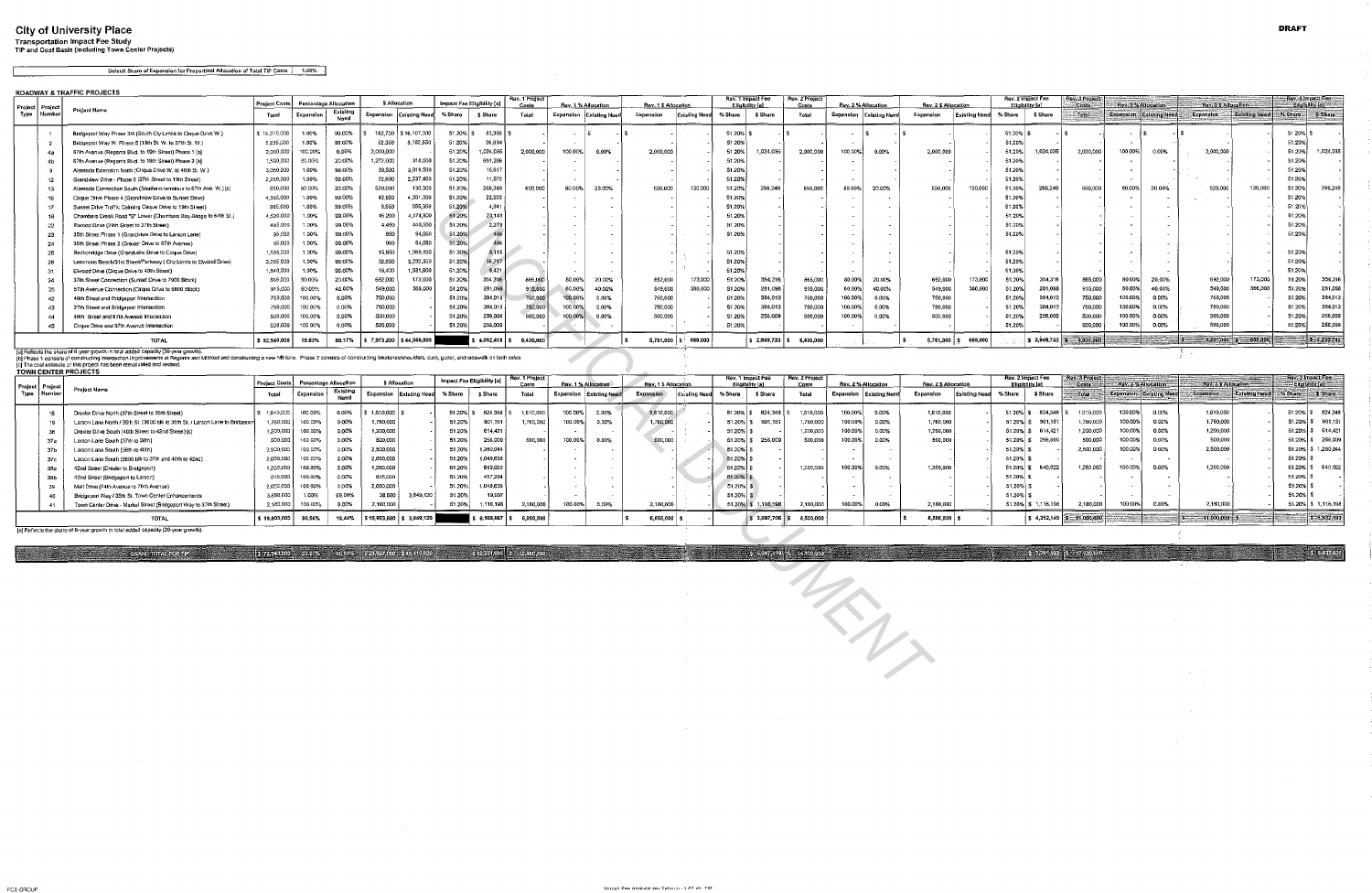# City of University Place

**Transportation Impact Fee Study**
**TIP and Cost Basis (Including Town Center Projects)**

DRAFT

Default Share of Expansion for Proportional Allocation of Total TIP Costs: 1.00%

## ROADWAY & TRAFFIC PROJECTS

| Project Type | Project Number | Project Name | Project Costs | Percentage Allocation | | $ Allocation | | Impact Fee Eligibility [a] | | Rev. 1 Project Costs | Rev. 1 % Allocation | | Rev. 1 $ Allocation | | Rev. 1 Impact Fee Eligibility [a] | | Rev. 2 Project Costs | Rev. 2 % Allocation | | Rev. 2 $ Allocation | | Rev. 2 Impact Fee Eligibility [a] | | Rev. 3 Project Costs | Rev. 3 % Allocation | | Rev. 3 $ Allocation | | Rev. 3 Impact Fee Eligibility [a] | |
|---|---|---|---|---|---|---|---|---|---|---|---|---|---|---|---|---|---|---|---|---|---|---|---|---|---|---|---|---|---|---|---|---|
| | | | Total | Expansion | Existing Need | Expansion | Existing Need | % Share | $ Share | Total | Expansion | Existing Need | Expansion | Existing Need | % Share | $ Share | Total | Expansion | Existing Need | Expansion | Existing Need | % Share | $ Share | Total | Expansion | Existing Need | Expansion | Existing Need | % Share | $ Share |
| | 1 | Bridgeport Way Phase 3/4 (South City Limits to Cirque Drive W.) | $ 16,270,000 | 1.00% | 99.00% | $ 162,700 | $ 16,107,300 | 51.20% | $ 83,306 | $ - | - | $ - | $ - | | 51.20% | $ - | $ - | - | $ - | $ - | | 51.20% | $ - | $ - | - | $ - | $ - | | 51.20% | $ - |
| | 2 | Bridgeport Way W. Phase 5 (19th St. W. to 27th St. W.) | 5,235,000 | 1.00% | 99.00% | 52,350 | 5,182,650 | 51.20% | 26,804 | | | | | | 51.20% | | | | | | | 51.20% | | | | | | | 51.20% | |
| | 4a | 67th Avenue (Regents Blvd. to 19th Street) Phase 1 [b] | 2,000,000 | 100.00% | 0.00% | 2,000,000 | - | 51.20% | 1,024,035 | 2,000,000 | 100.00% | 0.00% | 2,000,000 | - | 51.20% | 1,024,035 | 2,000,000 | 100.00% | 0.00% | 2,000,000 | - | 51.20% | 1,024,035 | 2,000,000 | 100.00% | 0.00% | 2,000,000 | - | 51.20% | 1,024,035 |
| | 4b | 67th Avenue (Regents Blvd. to 19th Street) Phase 2 [b] | 1,590,000 | 80.00% | 20.00% | 1,272,000 | 318,000 | 51.20% | 651,286 | - | - | - | - | | 51.20% | | - | - | - | - | | 51.20% | | - | - | - | - | | 51.20% | |
| | 9 | Alameda Extension North (Cirque Drive W. to 40th St. W.) | 3,050,000 | 1.00% | 99.00% | 30,500 | 3,019,500 | 51.20% | 15,617 | - | - | - | - | | 51.20% | | - | - | - | - | | 51.20% | | - | - | - | - | | 51.20% | |
| | 12 | Grandview Drive - Phase 5 (27th Street to 19th Street) | 2,260,000 | 1.00% | 99.00% | 22,600 | 2,237,400 | 51.20% | 11,572 | - | - | - | - | | 51.20% | | - | - | - | - | | 51.20% | | - | - | - | - | | 51.20% | |
| | 13 | Alameda Connection South (Southern terminus to 67th Ave. W.) [c] | 650,000 | 80.00% | 20.00% | 520,000 | 130,000 | 51.20% | 266,249 | 650,000 | 80.00% | 20.00% | 520,000 | 130,000 | 51.20% | 266,249 | 650,000 | 80.00% | 20.00% | 520,000 | 130,000 | 51.20% | 266,249 | 650,000 | 80.00% | 20.00% | 520,000 | 130,000 | 51.20% | 266,249 |
| | 16 | Cirque Drive Phase 4 (Grandview Drive to Sunset Drive) | 4,395,000 | 1.00% | 99.00% | 43,950 | 4,351,050 | 51.20% | 22,503 | - | - | - | - | | 51.20% | | - | - | - | - | | 51.20% | | - | - | - | - | | 51.20% | |
| | 17 | Sunset Drive Traffic Calming (Cirque Drive to 19th Street) | 965,000 | 1.00% | 99.00% | 9,650 | 955,350 | 51.20% | 4,941 | - | - | - | - | | 51.20% | | - | - | - | - | | 51.20% | | - | - | - | - | | 51.20% | |
| | 18 | Chambers Creek Road "B" Lower (Chambers Bay Bridge to 64th St.) | 4,520,000 | 1.00% | 99.00% | 45,200 | 4,474,800 | 51.20% | 23,143 | - | - | - | - | | 51.20% | | - | - | - | - | | 51.20% | | - | - | - | - | | 51.20% | |
| | 22 | Elwood Drive (29th Street to 27th Street) | 445,000 | 1.00% | 99.00% | 4,450 | 440,550 | 51.20% | 2,278 | - | - | - | - | | 51.20% | | - | - | - | - | | 51.20% | | - | - | - | - | | 51.20% | |
| | 23 | 35th Street Phase 1 (Grandview Drive to Larson Lane) | 95,000 | 1.00% | 99.00% | 950 | 94,050 | 51.20% | 486 | - | - | - | - | | 51.20% | | - | - | - | - | | 51.20% | | - | - | - | - | | 51.20% | |
| | 24 | 35th Street Phase 2 (Drexler Drive to 67th Avenue) | 95,000 | 1.00% | 99.00% | 950 | 94,050 | 51.20% | 486 | | | | | | | | | | | | | | | | | | | | | |
| | 25 | Beckonridge Drive (Grandview Drive to Cirque Drive) | 1,585,000 | 1.00% | 99.00% | 15,850 | 1,569,150 | 51.20% | 8,115 | - | - | - | - | | 51.20% | | - | - | - | - | | 51.20% | | - | - | - | - | | 51.20% | |
| | 26 | Lemmons Beach/51st Street/Parkway (City Limits to Elwood Drive) | 3,265,000 | 1.00% | 99.00% | 32,650 | 3,232,350 | 51.20% | 16,717 | - | - | - | - | | 51.20% | | - | - | - | - | | 51.20% | | - | - | - | - | | 51.20% | |
| | 31 | Elwood Drive (Cirque Drive to 40th Street) | 1,840,000 | 1.00% | 99.00% | 18,400 | 1,821,600 | 51.20% | 9,421 | - | - | - | - | | 51.20% | | - | - | - | - | | 51.20% | | - | - | - | - | | 51.20% | |
| | 34 | 37th Street Connection (Sunset Drive to 7900 Block) | 865,000 | 80.00% | 20.00% | 692,000 | 173,000 | 51.20% | 354,316 | 865,000 | 80.00% | 20.00% | 692,000 | 173,000 | 51.20% | 354,316 | 865,000 | 80.00% | 20.00% | 692,000 | 173,000 | 51.20% | 354,316 | 865,000 | 80.00% | 20.00% | 692,000 | 173,000 | 51.20% | 354,316 |
| | 35 | 57th Avenue Connection (Cirque Drive to 6800 block) | 915,000 | 60.00% | 40.00% | 549,000 | 366,000 | 51.20% | 281,098 | 915,000 | 60.00% | 40.00% | 549,000 | 366,000 | 51.20% | 281,098 | 915,000 | 60.00% | 40.00% | 549,000 | 366,000 | 51.20% | 281,098 | 915,000 | 60.00% | 40.00% | 549,000 | 366,000 | 51.20% | 281,098 |
| | 42 | 40th Street and Bridgeport Intersection | 750,000 | 100.00% | 0.00% | 750,000 | | 51.20% | 384,013 | 750,000 | 100.00% | 0.00% | 750,000 | | 51.20% | 384,013 | 750,000 | 100.00% | 0.00% | 750,000 | | 51.20% | 384,013 | 750,000 | 100.00% | 0.00% | 750,000 | | 51.20% | 384,013 |
| | 43 | 27th Street and Bridgeport Intersection | 750,000 | 100.00% | 0.00% | 750,000 | | 51.20% | 384,013 | 750,000 | 100.00% | 0.00% | 750,000 | | 51.20% | 384,013 | 750,000 | 100.00% | 0.00% | 750,000 | | 51.20% | 384,013 | 750,000 | 100.00% | 0.00% | 750,000 | | 51.20% | 384,013 |
| | 44 | 40th Street and 67th Avenue Intersection | 500,000 | 100.00% | 0.00% | 500,000 | | 51.20% | 256,009 | 500,000 | 100.00% | 0.00% | 500,000 | | 51.20% | 256,009 | 500,000 | 100.00% | 0.00% | 500,000 | | 51.20% | 256,009 | 500,000 | 100.00% | 0.00% | 500,000 | | 51.20% | 256,009 |
| | 45 | Cirque Drive and 67th Avenue Intersection | 500,000 | 100.00% | 0.00% | 500,000 | | 51.20% | 256,009 | - | | | | | 51.20% | | - | | | | | 51.20% | | 500,000 | 100.00% | 0.00% | 500,000 | | 51.20% | 256,009 |
| | | **TOTAL** | **$ 52,580,000** | **15.16%** | **84.84%** | **$ 7,973,200** | **$ 44,606,800** | | **$ 4,082,418** | **$ 6,430,000** | | | **$ 5,761,000** | **$ 669,000** | | **$ 2,949,733** | **$ 6,430,000** | | | **$ 5,761,000** | **$ 669,000** | | **$ 2,949,733** | **$ 6,930,000** | | | **$ 6,261,000** | **$ 669,000** | | **$ 3,205,742** |

[a] Reflects the share of 6-year growth in total added capacity (20-year growth).
[b] Phase 1 consists of constructing intersection improvements at Regents and lefthand and constructing a new NB lane. Phase 2 consists of constructing bike lanes/shoulders, curb, gutter, and sidewalk on both sides.
[c] The cost estimate of this project has been reevaluated and revised.

## TOWN CENTER PROJECTS

| Project Type | Project Number | Project Name | Project Costs | Percentage Allocation | | $ Allocation | | Impact Fee Eligibility [a] | | Rev. 1 Project Costs | Rev. 1 % Allocation | | Rev. 1 $ Allocation | | Rev. 1 Impact Fee Eligibility [a] | | Rev. 2 Project Costs | Rev. 2 % Allocation | | Rev. 2 $ Allocation | | Rev. 2 Impact Fee Eligibility [a] | | Rev. 3 Project Costs | Rev. 3 % Allocation | | Rev. 3 $ Allocation | | Rev. 3 Impact Fee Eligibility [a] | |
|---|---|---|---|---|---|---|---|---|---|---|---|---|---|---|---|---|---|---|---|---|---|---|---|---|---|---|---|---|---|---|---|---|
| | | | Total | Expansion | Existing Need | Expansion | Existing Need | % Share | $ Share | Total | Expansion | Existing Need | Expansion | Existing Need | % Share | $ Share | Total | Expansion | Existing Need | Expansion | Existing Need | % Share | $ Share | Total | Expansion | Existing Need | Expansion | Existing Need | % Share | $ Share |
| | 15 | Drexler Drive North (27th Street to 35th Street) | $ 1,610,000 | 100.00% | 0.00% | $ 1,610,000 | $ - | 51.20% | $ 824,348 | 1,610,000 | 100.00% | 0.00% | 1,610,000 | | 51.20% | $ 824,348 | 1,610,000 | 100.00% | 0.00% | 1,610,000 | | 51.20% | $ 824,348 | 1,610,000 | 100.00% | 0.00% | 1,610,000 | | 51.20% | $ 824,348 |
| | 19 | Larson Lane North / 35th St. (3600 blk to 35th St. / Larson Lane to Bridgeport) | 1,760,000 | 100.00% | 0.00% | 1,760,000 | | 51.20% | 901,151 | 1,760,000 | 100.00% | 0.00% | 1,760,000 | | 51.20% | $ 901,151 | 1,760,000 | 100.00% | 0.00% | 1,760,000 | | 51.20% | $ 901,151 | 1,760,000 | 100.00% | 0.00% | 1,760,000 | | 51.20% | $ 901,151 |
| | 36 | Drexler Drive South (40th Street to 42nd Street) [c] | 1,200,000 | 100.00% | 0.00% | 1,200,000 | | 51.20% | 614,421 | - | - | - | - | | 51.20% | $ - | 1,200,000 | 100.00% | 0.00% | 1,200,000 | | 51.20% | $ 614,421 | 1,200,000 | 100.00% | 0.00% | 1,200,000 | | 51.20% | $ 614,421 |
| | 37a | Larson Lane South (37th to 38th) | 500,000 | 100.00% | 0.00% | 500,000 | | 51.20% | 256,009 | 500,000 | 100.00% | 0.00% | 500,000 | | 51.20% | $ 256,009 | 500,000 | 100.00% | 0.00% | 500,000 | | 51.20% | $ 256,009 | 500,000 | 100.00% | 0.00% | 500,000 | | 51.20% | $ 256,009 |
| | 37b | Larson Lane South (38th to 40th) | 2,500,000 | 100.00% | 0.00% | 2,500,000 | | 51.20% | 1,280,044 | - | - | - | - | | 51.20% | $ - | - | - | - | - | | 51.20% | $ - | 2,500,000 | 100.00% | 0.00% | 2,500,000 | | 51.20% | $ 1,280,044 |
| | 37c | Larson Lane South (3800 blk to 37th and 40th to 42nd) | 2,050,000 | 100.00% | 0.00% | 2,050,000 | | 51.20% | 1,049,636 | - | - | - | - | | 51.20% | $ - | - | - | - | - | | 51.20% | $ - | - | - | - | - | | 51.20% | $ - |
| | 38a | 42nd Street (Drexler to Bridgeport) | 1,250,000 | 100.00% | 0.00% | 1,250,000 | | 51.20% | 640,022 | - | - | - | - | | 51.20% | $ - | 1,250,000 | 100.00% | 0.00% | 1,250,000 | | 51.20% | $ 640,022 | 1,250,000 | 100.00% | 0.00% | 1,250,000 | | 51.20% | $ 640,022 |
| | 38b | 42nd Street (Bridgeport to Larson) | 815,000 | 100.00% | 0.00% | 815,000 | | 51.20% | 417,294 | - | - | - | - | | 51.20% | $ - | - | - | - | - | | 51.20% | $ - | - | - | - | - | | 51.20% | $ - |
| | 39 | Mall Drive (74th Avenue to 75th Avenue) | 2,050,000 | 100.00% | 0.00% | 2,050,000 | | 51.20% | 1,049,636 | - | - | - | - | | 51.20% | $ - | - | - | - | - | | 51.20% | $ - | - | - | - | - | | 51.20% | $ - |
| | 40 | Bridgeport Way / 35th St. Town Center Enhancements | 3,888,000 | 1.00% | 99.00% | 38,880 | 3,849,120 | 51.20% | 19,907 | - | - | - | - | | 51.20% | $ - | - | - | - | - | | 51.20% | $ - | - | - | - | - | | 51.20% | $ - |
| | 41 | Town Center Drive - Market Street (Bridgeport Way to 37th Street) | 2,180,000 | 100.00% | 0.00% | 2,180,000 | | 51.20% | 1,116,198 | 2,180,000 | 100.00% | 0.00% | 2,180,000 | | 51.20% | $ 1,116,198 | 2,180,000 | 100.00% | 0.00% | 2,180,000 | | 51.20% | $ 1,116,198 | 2,180,000 | 100.00% | 0.00% | 2,180,000 | | 51.20% | $ 1,116,198 |
| | | **TOTAL** | **$ 19,803,000** | **80.56%** | **19.44%** | **$ 15,953,880** | **$ 3,849,120** | | **$ 8,168,667** | **$ 6,050,000** | | | **$ 6,050,000** | **$ -** | | **$ 3,097,706** | **$ 8,500,000** | | | **$ 8,500,000** | **$ -** | | **$ 4,352,149** | **$ 11,000,000** | | | **$ 11,000,000** | **$ -** | | **$ 5,632,193** |
| | | **GRAND TOTAL FOR TIP** | **$ 72,383,000** | **33.06%** | **66.94%** | **$ 23,927,080** | **$ 48,455,920** | | **$ 12,251,085** | **$ 12,480,000** | | | | | | **$ 6,047,439** | **$ 14,930,000** | | | | | | **$ 7,301,882** | **$ 17,930,000** | | | | | | **$ 8,837,935** |

[a] Reflects the share of 6-year growth in total added capacity (20-year growth).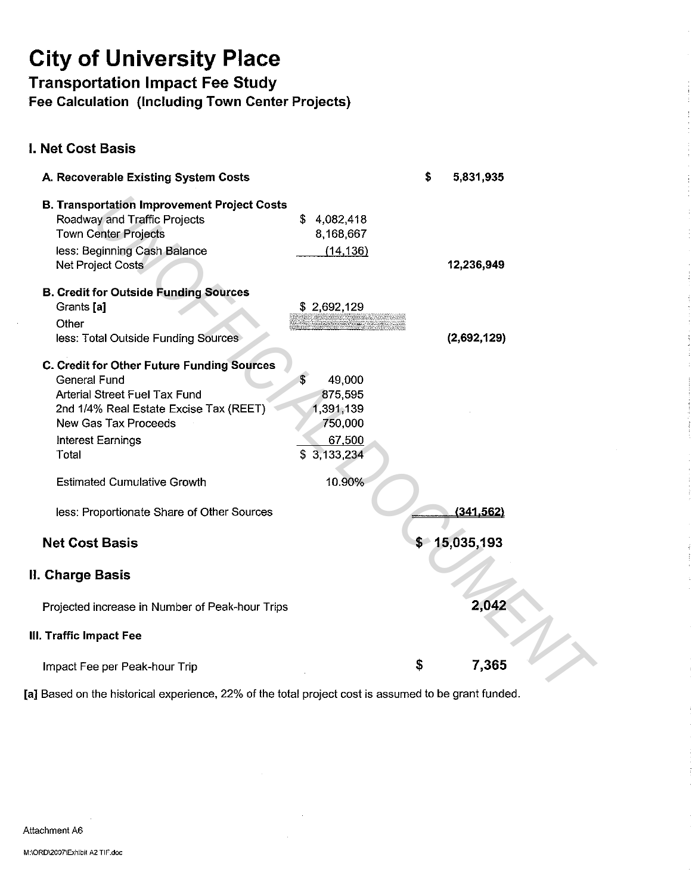# City of University Place

## Transportation Impact Fee Study

### Fee Calculation (Including Town Center Projects)

## I. Net Cost Basis

| | | |
|---|---|---|
| **A. Recoverable Existing System Costs** | | $ 5,831,935 |
| **B. Transportation Improvement Project Costs** | | |
| Roadway and Traffic Projects | $ 4,082,418 | |
| Town Center Projects | 8,168,667 | |
| less: Beginning Cash Balance | (14,136) | |
| Net Project Costs | | 12,236,949 |
| **B. Credit for Outside Funding Sources** | | |
| Grants [a] | $ 2,692,129 | |
| Other | | |
| less: Total Outside Funding Sources | | (2,692,129) |
| **C. Credit for Other Future Funding Sources** | | |
| General Fund | $ 49,000 | |
| Arterial Street Fuel Tax Fund | 875,595 | |
| 2nd 1/4% Real Estate Excise Tax (REET) | 1,391,139 | |
| New Gas Tax Proceeds | 750,000 | |
| Interest Earnings | 67,500 | |
| Total | $ 3,133,234 | |
| Estimated Cumulative Growth | 10.90% | |
| less: Proportionate Share of Other Sources | | (341,562) |
| **Net Cost Basis** | | **$ 15,035,193** |

## II. Charge Basis

| | |
|---|---|
| Projected increase in Number of Peak-hour Trips | **2,042** |

## III. Traffic Impact Fee

| | |
|---|---|
| Impact Fee per Peak-hour Trip | **$ 7,365** |

**[a]** Based on the historical experience, 22% of the total project cost is assumed to be grant funded.

Attachment A6

M:\ORD\2007\Exhibit A2 TIF.doc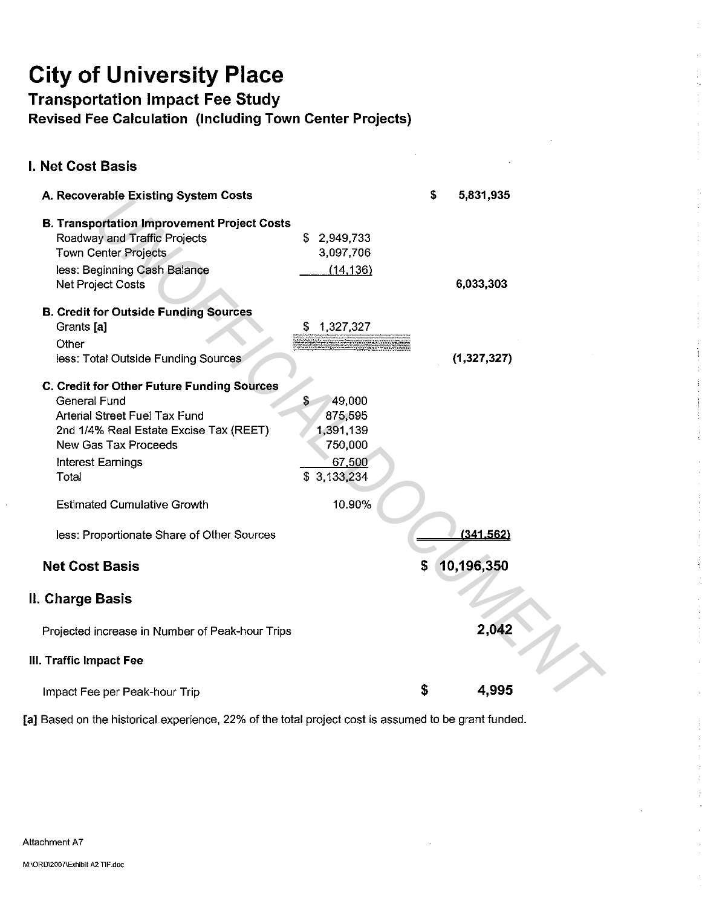# City of University Place

## Transportation Impact Fee Study

### Revised Fee Calculation (Including Town Center Projects)

## I. Net Cost Basis

| | | |
|---|---|---|
| **A. Recoverable Existing System Costs** | | $ 5,831,935 |
| **B. Transportation Improvement Project Costs** | | |
| Roadway and Traffic Projects | $ 2,949,733 | |
| Town Center Projects | 3,097,706 | |
| less: Beginning Cash Balance | (14,136) | |
| Net Project Costs | | 6,033,303 |
| **B. Credit for Outside Funding Sources** | | |
| Grants [a] | $ 1,327,327 | |
| Other | | |
| less: Total Outside Funding Sources | | (1,327,327) |
| **C. Credit for Other Future Funding Sources** | | |
| General Fund | $ 49,000 | |
| Arterial Street Fuel Tax Fund | 875,595 | |
| 2nd 1/4% Real Estate Excise Tax (REET) | 1,391,139 | |
| New Gas Tax Proceeds | 750,000 | |
| Interest Earnings | 67,500 | |
| Total | $ 3,133,234 | |
| Estimated Cumulative Growth | 10.90% | |
| less: Proportionate Share of Other Sources | | (341,562) |
| **Net Cost Basis** | | **$ 10,196,350** |

## II. Charge Basis

| | |
|---|---|
| Projected increase in Number of Peak-hour Trips | **2,042** |

### III. Traffic Impact Fee

| | |
|---|---|
| Impact Fee per Peak-hour Trip | **$ 4,995** |

[a] Based on the historical experience, 22% of the total project cost is assumed to be grant funded.

Attachment A7

M:\ORD\2007\Exhibit A2 TIF.doc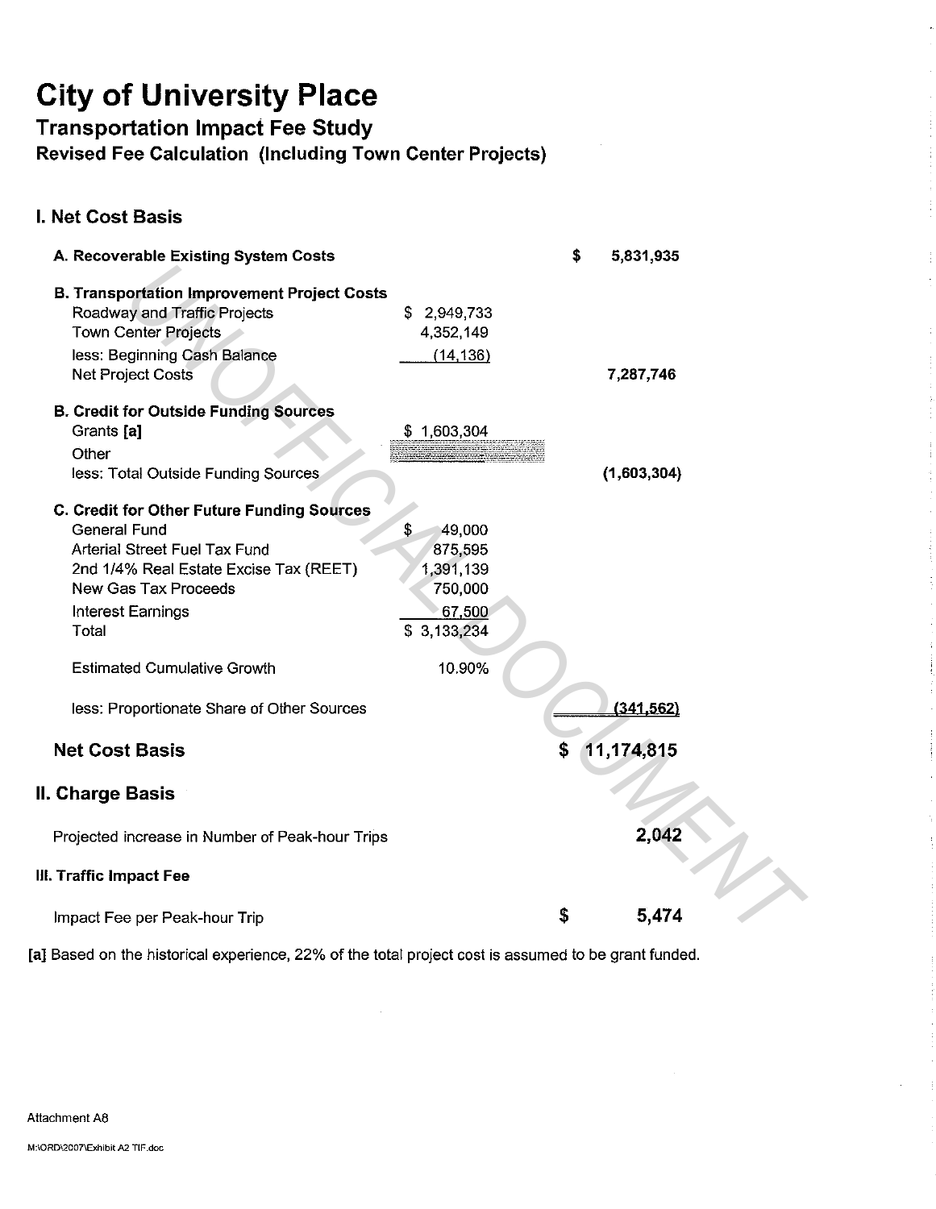# City of University Place

## Transportation Impact Fee Study

### Revised Fee Calculation (Including Town Center Projects)

## I. Net Cost Basis

| | | |
|---|---|---|
| **A. Recoverable Existing System Costs** | | **$ 5,831,935** |
| **B. Transportation Improvement Project Costs** | | |
| Roadway and Traffic Projects | $ 2,949,733 | |
| Town Center Projects | 4,352,149 | |
| less: Beginning Cash Balance | (14,136) | |
| Net Project Costs | | **7,287,746** |
| **B. Credit for Outside Funding Sources** | | |
| Grants **[a]** | $ 1,603,304 | |
| Other | | |
| less: Total Outside Funding Sources | | **(1,603,304)** |
| **C. Credit for Other Future Funding Sources** | | |
| General Fund | $ 49,000 | |
| Arterial Street Fuel Tax Fund | 875,595 | |
| 2nd 1/4% Real Estate Excise Tax (REET) | 1,391,139 | |
| New Gas Tax Proceeds | 750,000 | |
| Interest Earnings | 67,500 | |
| Total | $ 3,133,234 | |
| Estimated Cumulative Growth | 10.90% | |
| less: Proportionate Share of Other Sources | | **(341,562)** |
| **Net Cost Basis** | | **$ 11,174,815** |

## II. Charge Basis

| | |
|---|---|
| Projected increase in Number of Peak-hour Trips | **2,042** |

### III. Traffic Impact Fee

| | |
|---|---|
| Impact Fee per Peak-hour Trip | **$ 5,474** |

**[a]** Based on the historical experience, 22% of the total project cost is assumed to be grant funded.

Attachment A8

M:\ORD\2007\Exhibit A2 TIF.doc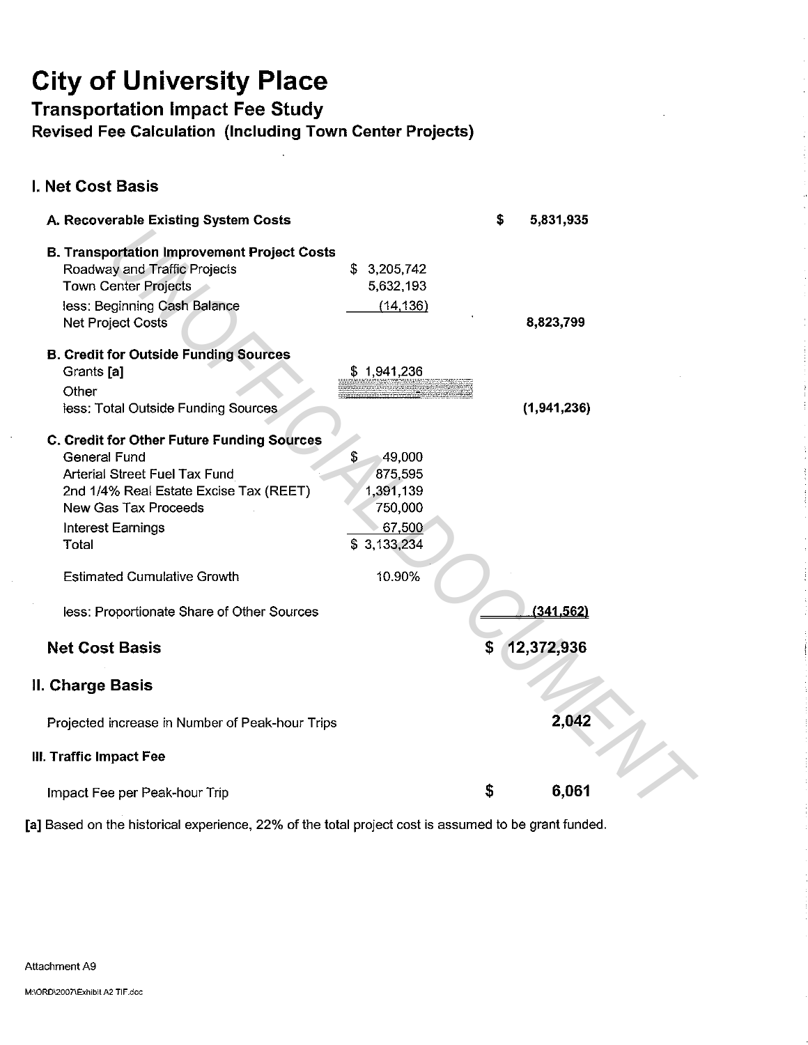# City of University Place

## Transportation Impact Fee Study

### Revised Fee Calculation (Including Town Center Projects)

## I. Net Cost Basis

| | | |
|---|---|---|
| **A. Recoverable Existing System Costs** | | $ 5,831,935 |
| **B. Transportation Improvement Project Costs** | | |
| Roadway and Traffic Projects | $ 3,205,742 | |
| Town Center Projects | 5,632,193 | |
| less: Beginning Cash Balance | (14,136) | |
| Net Project Costs | | 8,823,799 |
| **B. Credit for Outside Funding Sources** | | |
| Grants [a] | $ 1,941,236 | |
| Other | - | |
| less: Total Outside Funding Sources | | (1,941,236) |
| **C. Credit for Other Future Funding Sources** | | |
| General Fund | $ 49,000 | |
| Arterial Street Fuel Tax Fund | 875,595 | |
| 2nd 1/4% Real Estate Excise Tax (REET) | 1,391,139 | |
| New Gas Tax Proceeds | 750,000 | |
| Interest Earnings | 67,500 | |
| Total | $ 3,133,234 | |
| Estimated Cumulative Growth | 10.90% | |
| less: Proportionate Share of Other Sources | | (341,562) |
| **Net Cost Basis** | | **$ 12,372,936** |

## II. Charge Basis

| | |
|---|---|
| Projected increase in Number of Peak-hour Trips | **2,042** |

## III. Traffic Impact Fee

| | |
|---|---|
| Impact Fee per Peak-hour Trip | **$ 6,061** |

[a] Based on the historical experience, 22% of the total project cost is assumed to be grant funded.

Attachment A9

M:\ORD\2007\Exhibit A2 TIF.doc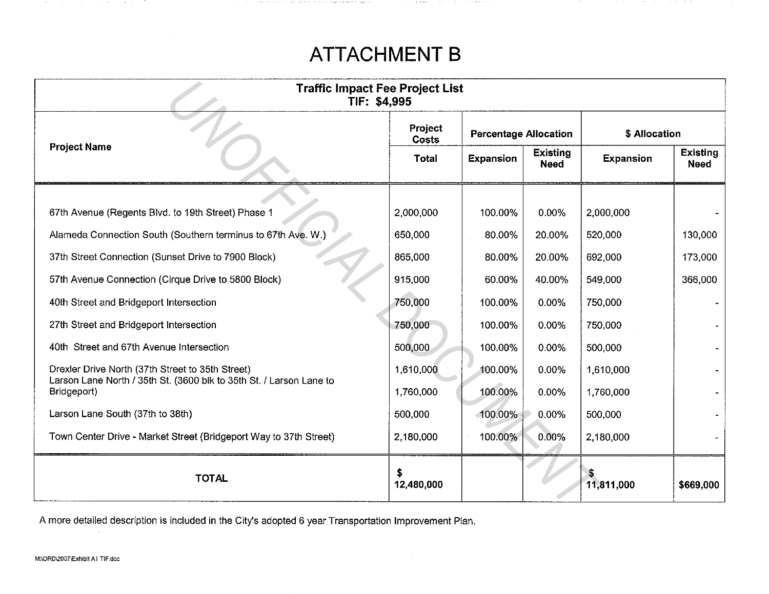# ATTACHMENT B

| Traffic Impact Fee Project List<br>TIF: $4,995 | | | | | |
|---|---|---|---|---|---|
| **Project Name** | **Project Costs** | **Percentage Allocation** | | **$ Allocation** | |
| | **Total** | **Expansion** | **Existing Need** | **Expansion** | **Existing Need** |
| 67th Avenue (Regents Blvd. to 19th Street) Phase 1 | 2,000,000 | 100.00% | 0.00% | 2,000,000 | - |
| Alameda Connection South (Southern terminus to 67th Ave. W.) | 650,000 | 80.00% | 20.00% | 520,000 | 130,000 |
| 37th Street Connection (Sunset Drive to 7900 Block) | 865,000 | 80.00% | 20.00% | 692,000 | 173,000 |
| 57th Avenue Connection (Cirque Drive to 5800 Block) | 915,000 | 60.00% | 40.00% | 549,000 | 366,000 |
| 40th Street and Bridgeport Intersection | 750,000 | 100.00% | 0.00% | 750,000 | - |
| 27th Street and Bridgeport Intersection | 750,000 | 100.00% | 0.00% | 750,000 | - |
| 40th Street and 67th Avenue Intersection | 500,000 | 100.00% | 0.00% | 500,000 | - |
| Drexler Drive North (37th Street to 35th Street) | 1,610,000 | 100.00% | 0.00% | 1,610,000 | - |
| Larson Lane North / 35th St. (3600 blk to 35th St. / Larson Lane to Bridgeport) | 1,760,000 | 100.00% | 0.00% | 1,760,000 | - |
| Larson Lane South (37th to 38th) | 500,000 | 100.00% | 0.00% | 500,000 | - |
| Town Center Drive - Market Street (Bridgeport Way to 37th Street) | 2,180,000 | 100.00% | 0.00% | 2,180,000 | - |
| **TOTAL** | **$ 12,480,000** | | | **$ 11,811,000** | **$669,000** |

A more detailed description is included in the City's adopted 6 year Transportation Improvement Plan.

M:\ORD\2007\Exhibit A1 TIF.doc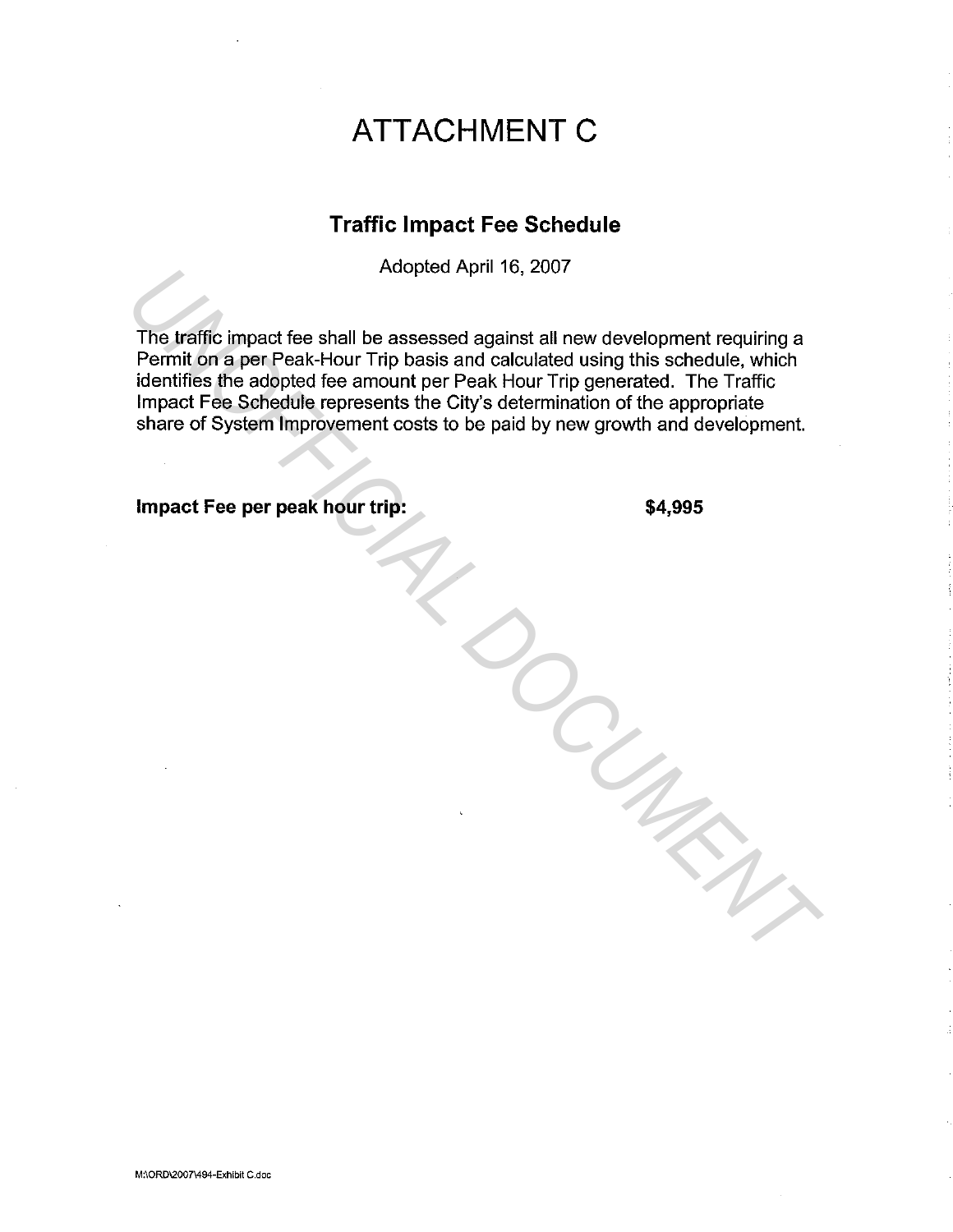# ATTACHMENT C

## Traffic Impact Fee Schedule

Adopted April 16, 2007

The traffic impact fee shall be assessed against all new development requiring a Permit on a per Peak-Hour Trip basis and calculated using this schedule, which identifies the adopted fee amount per Peak Hour Trip generated. The Traffic Impact Fee Schedule represents the City's determination of the appropriate share of System Improvement costs to be paid by new growth and development.

**Impact Fee per peak hour trip:** **$4,995**

M:\ORD\2007\494-Exhibit C.doc